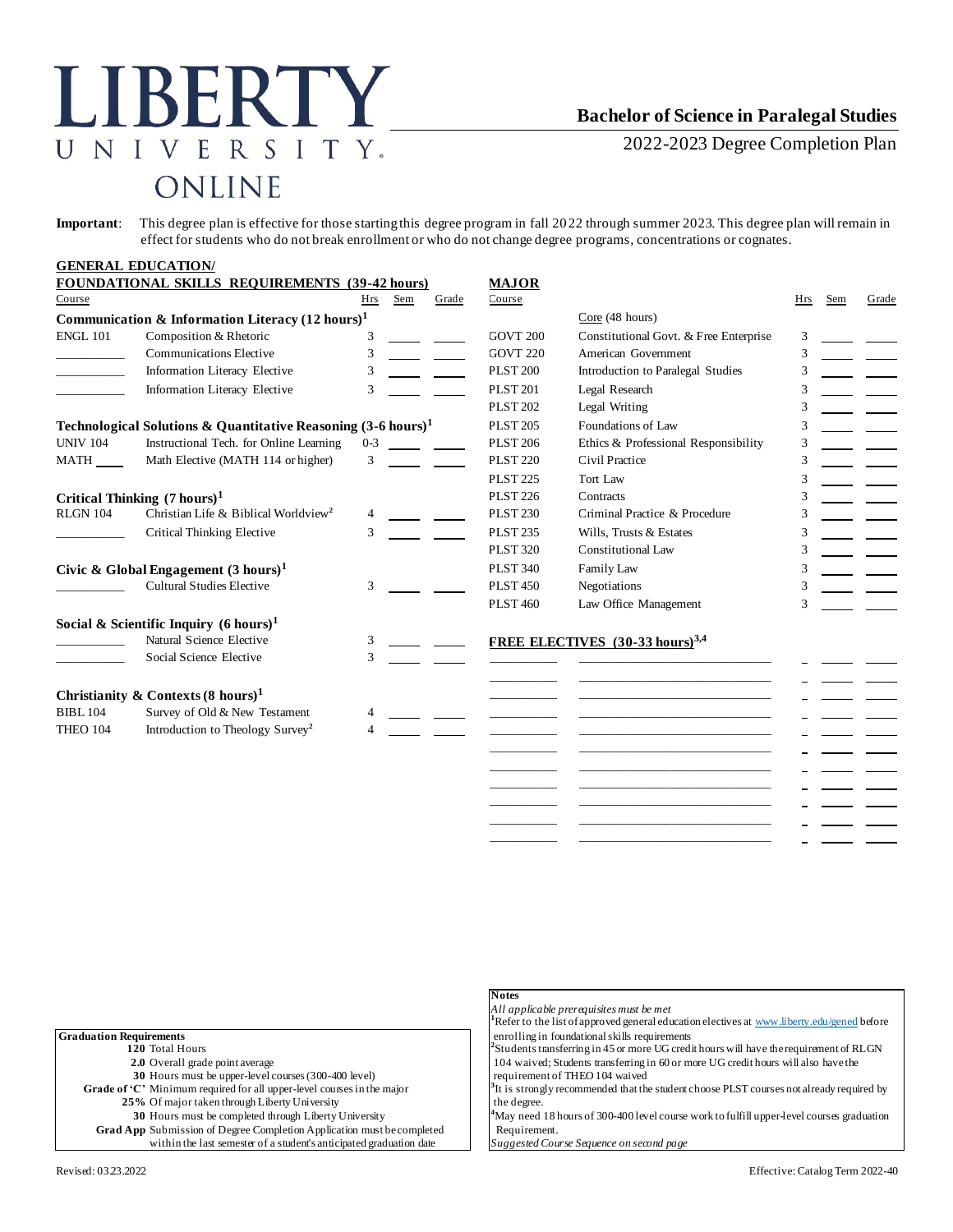# LIBERTY UNIVERSITY ONLINE

## Bachelor of Science in Paralegal Studies

2022-2023 Degree Completion Plan

**Important**: This degree plan is effective for those starting this degree program in fall 2022 through summer 2023. This degree plan will remain in effect for students who do not break enrollment or who do not change degree programs, concentrations or cognates.

### GENERAL EDUCATION/ FOUNDATIONAL SKILLS REQUIREMENTS (39-42 hours)

| Course | | Hrs | Sem | Grade |
|---|---|---|---|---|
| **Communication & Information Literacy (12 hours)[1]** | | | | |
| ENGL 101 | Composition & Rhetoric | 3 | | |
| ______ | Communications Elective | 3 | | |
| ______ | Information Literacy Elective | 3 | | |
| ______ | Information Literacy Elective | 3 | | |
| **Technological Solutions & Quantitative Reasoning (3-6 hours)[1]** | | | | |
| UNIV 104 | Instructional Tech. for Online Learning | 0-3 | | |
| MATH ____ | Math Elective (MATH 114 or higher) | 3 | | |
| **Critical Thinking (7 hours)[1]** | | | | |
| RLGN 104 | Christian Life & Biblical Worldview[2] | 4 | | |
| ______ | Critical Thinking Elective | 3 | | |
| **Civic & Global Engagement (3 hours)[1]** | | | | |
| ______ | Cultural Studies Elective | 3 | | |
| **Social & Scientific Inquiry (6 hours)[1]** | | | | |
| ______ | Natural Science Elective | 3 | | |
| ______ | Social Science Elective | 3 | | |
| **Christianity & Contexts (8 hours)[1]** | | | | |
| BIBL 104 | Survey of Old & New Testament | 4 | | |
| THEO 104 | Introduction to Theology Survey[2] | 4 | | |

### MAJOR

| Course | | Hrs | Sem | Grade |
|---|---|---|---|---|
| | Core (48 hours) | | | |
| GOVT 200 | Constitutional Govt. & Free Enterprise | 3 | | |
| GOVT 220 | American Government | 3 | | |
| PLST 200 | Introduction to Paralegal Studies | 3 | | |
| PLST 201 | Legal Research | 3 | | |
| PLST 202 | Legal Writing | 3 | | |
| PLST 205 | Foundations of Law | 3 | | |
| PLST 206 | Ethics & Professional Responsibility | 3 | | |
| PLST 220 | Civil Practice | 3 | | |
| PLST 225 | Tort Law | 3 | | |
| PLST 226 | Contracts | 3 | | |
| PLST 230 | Criminal Practice & Procedure | 3 | | |
| PLST 235 | Wills, Trusts & Estates | 3 | | |
| PLST 320 | Constitutional Law | 3 | | |
| PLST 340 | Family Law | 3 | | |
| PLST 450 | Negotiations | 3 | | |
| PLST 460 | Law Office Management | 3 | | |

### FREE ELECTIVES (30-33 hours)[3,4]

| Course | | Hrs | Sem | Grade |
|---|---|---|---|---|
| | | | | |
| | | | | |
| | | | | |
| | | | | |
| | | | | |
| | | | | |
| | | | | |
| | | | | |
| | | | | |
| | | | | |
| | | | | |

**Graduation Requirements**

- **120** Total Hours
- **2.0** Overall grade point average
- **30** Hours must be upper-level courses (300-400 level)
- **Grade of 'C'** Minimum required for all upper-level courses in the major
- **25%** Of major taken through Liberty University
- **30** Hours must be completed through Liberty University
- **Grad App** Submission of Degree Completion Application must be completed within the last semester of a student's anticipated graduation date

**Notes**

*All applicable prerequisites must be met*

[1]Refer to the list of approved general education electives at www.liberty.edu/gened before enrolling in foundational skills requirements

[2]Students transferring in 45 or more UG credit hours will have the requirement of RLGN 104 waived; Students transferring in 60 or more UG credit hours will also have the requirement of THEO 104 waived

[3]It is strongly recommended that the student choose PLST courses not already required by the degree.

[4]May need 18 hours of 300-400 level course work to fulfill upper-level courses graduation Requirement.

*Suggested Course Sequence on second page*

Revised: 03.23.2022

Effective: Catalog Term 2022-40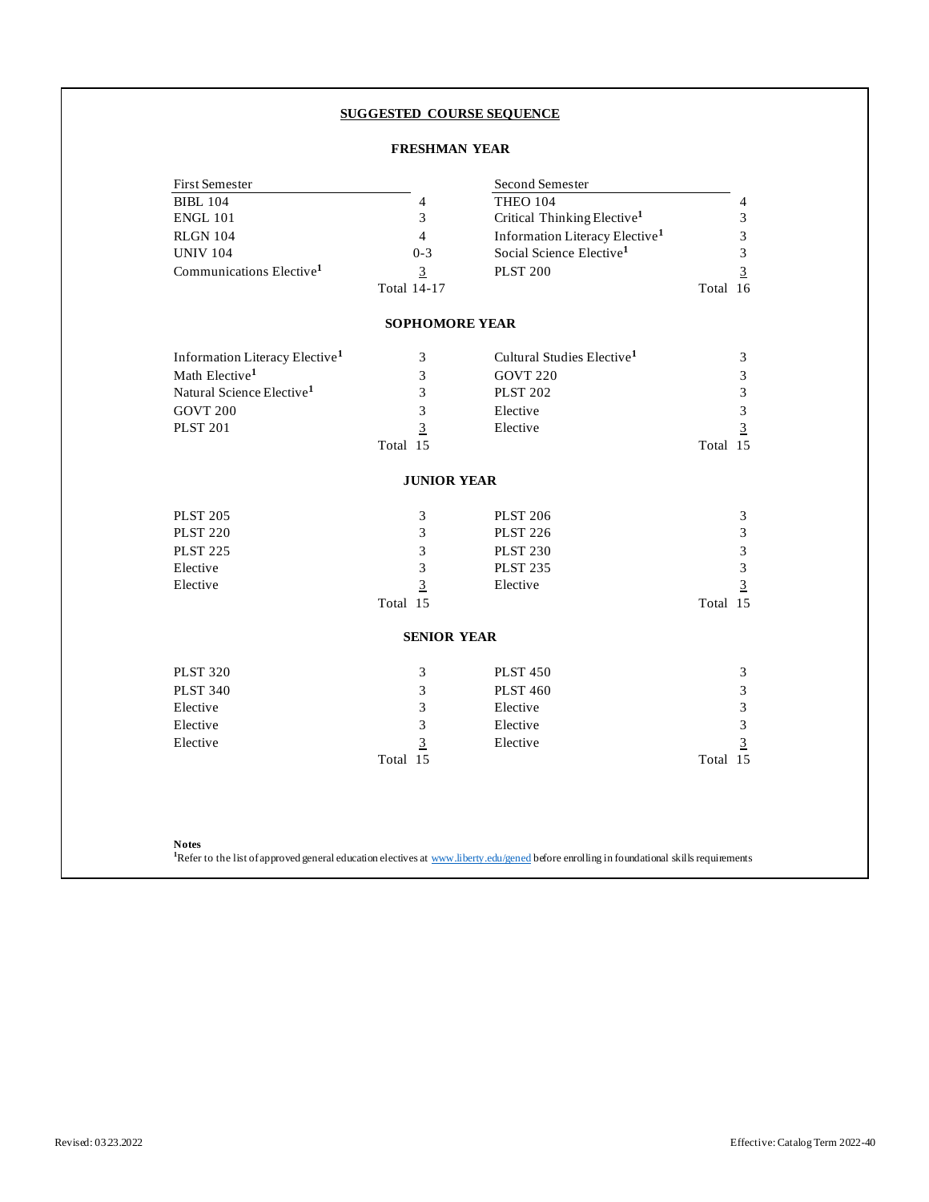## SUGGESTED COURSE SEQUENCE

### FRESHMAN YEAR

| First Semester | | Second Semester | |
|---|---|---|---|
| BIBL 104 | 4 | THEO 104 | 4 |
| ENGL 101 | 3 | Critical Thinking Elective[1] | 3 |
| RLGN 104 | 4 | Information Literacy Elective[1] | 3 |
| UNIV 104 | 0-3 | Social Science Elective[1] | 3 |
| Communications Elective[1] | 3 | PLST 200 | 3 |
| | Total 14-17 | | Total 16 |

### SOPHOMORE YEAR

| | | | |
|---|---|---|---|
| Information Literacy Elective[1] | 3 | Cultural Studies Elective[1] | 3 |
| Math Elective[1] | 3 | GOVT 220 | 3 |
| Natural Science Elective[1] | 3 | PLST 202 | 3 |
| GOVT 200 | 3 | Elective | 3 |
| PLST 201 | 3 | Elective | 3 |
| | Total 15 | | Total 15 |

### JUNIOR YEAR

| | | | |
|---|---|---|---|
| PLST 205 | 3 | PLST 206 | 3 |
| PLST 220 | 3 | PLST 226 | 3 |
| PLST 225 | 3 | PLST 230 | 3 |
| Elective | 3 | PLST 235 | 3 |
| Elective | 3 | Elective | 3 |
| | Total 15 | | Total 15 |

### SENIOR YEAR

| | | | |
|---|---|---|---|
| PLST 320 | 3 | PLST 450 | 3 |
| PLST 340 | 3 | PLST 460 | 3 |
| Elective | 3 | Elective | 3 |
| Elective | 3 | Elective | 3 |
| Elective | 3 | Elective | 3 |
| | Total 15 | | Total 15 |

**Notes**

[1]Refer to the list of approved general education electives at www.liberty.edu/gened before enrolling in foundational skills requirements

Revised: 03.23.2022

Effective: Catalog Term 2022-40